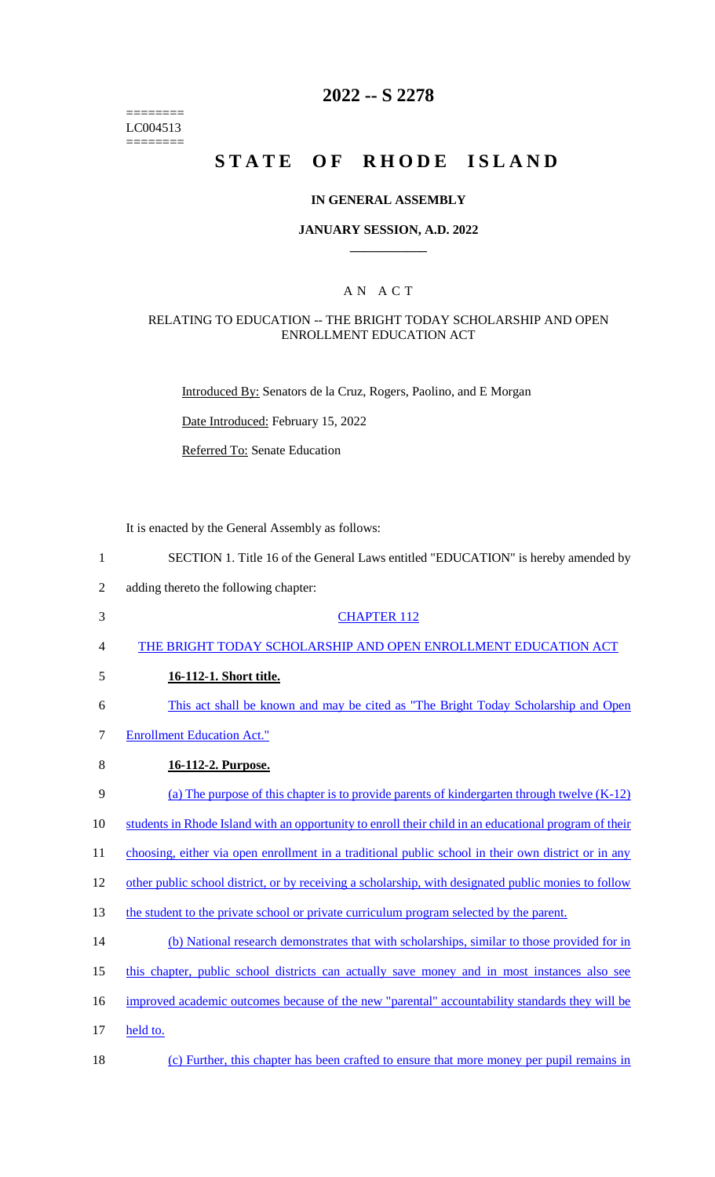========
LC004513
========

# 2022 -- S 2278

# STATE OF RHODE ISLAND

## IN GENERAL ASSEMBLY

### JANUARY SESSION, A.D. 2022

## AN ACT

### RELATING TO EDUCATION -- THE BRIGHT TODAY SCHOLARSHIP AND OPEN ENROLLMENT EDUCATION ACT

Introduced By: Senators de la Cruz, Rogers, Paolino, and E Morgan

Date Introduced: February 15, 2022

Referred To: Senate Education

It is enacted by the General Assembly as follows:

1 SECTION 1. Title 16 of the General Laws entitled "EDUCATION" is hereby amended by
2 adding thereto the following chapter:

3 CHAPTER 112

4 THE BRIGHT TODAY SCHOLARSHIP AND OPEN ENROLLMENT EDUCATION ACT

5 **16-112-1. Short title.**

6 This act shall be known and may be cited as "The Bright Today Scholarship and Open
7 Enrollment Education Act."

8 **16-112-2. Purpose.**

9 (a) The purpose of this chapter is to provide parents of kindergarten through twelve (K-12)
10 students in Rhode Island with an opportunity to enroll their child in an educational program of their
11 choosing, either via open enrollment in a traditional public school in their own district or in any
12 other public school district, or by receiving a scholarship, with designated public monies to follow
13 the student to the private school or private curriculum program selected by the parent.

14 (b) National research demonstrates that with scholarships, similar to those provided for in
15 this chapter, public school districts can actually save money and in most instances also see
16 improved academic outcomes because of the new "parental" accountability standards they will be
17 held to.

18 (c) Further, this chapter has been crafted to ensure that more money per pupil remains in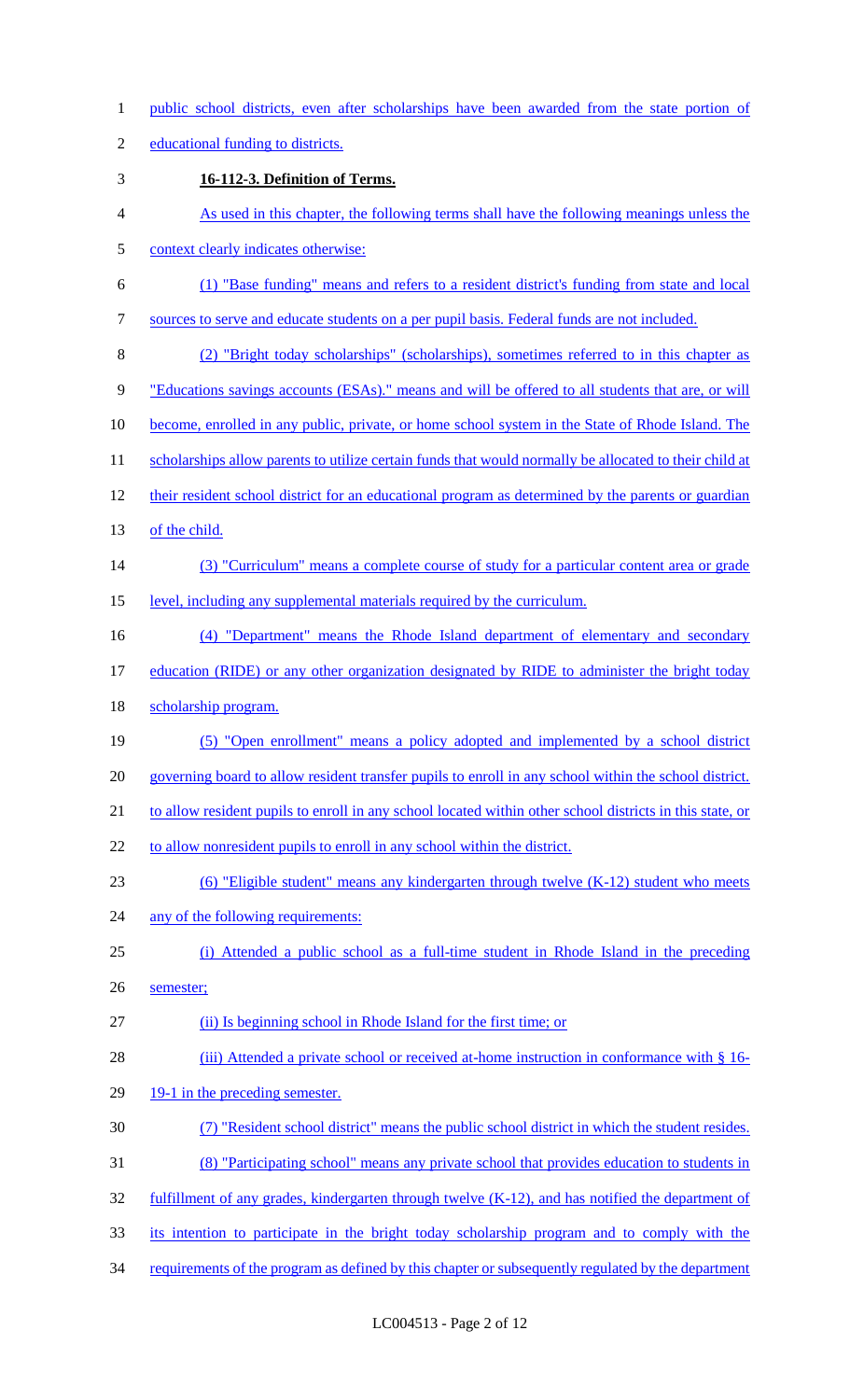public school districts, even after scholarships have been awarded from the state portion of educational funding to districts.

**16-112-3. Definition of Terms.**

As used in this chapter, the following terms shall have the following meanings unless the context clearly indicates otherwise:

(1) "Base funding" means and refers to a resident district's funding from state and local sources to serve and educate students on a per pupil basis. Federal funds are not included.

(2) "Bright today scholarships" (scholarships), sometimes referred to in this chapter as "Educations savings accounts (ESAs)." means and will be offered to all students that are, or will become, enrolled in any public, private, or home school system in the State of Rhode Island. The scholarships allow parents to utilize certain funds that would normally be allocated to their child at their resident school district for an educational program as determined by the parents or guardian of the child.

(3) "Curriculum" means a complete course of study for a particular content area or grade level, including any supplemental materials required by the curriculum.

(4) "Department" means the Rhode Island department of elementary and secondary education (RIDE) or any other organization designated by RIDE to administer the bright today scholarship program.

(5) "Open enrollment" means a policy adopted and implemented by a school district governing board to allow resident transfer pupils to enroll in any school within the school district. to allow resident pupils to enroll in any school located within other school districts in this state, or to allow nonresident pupils to enroll in any school within the district.

(6) "Eligible student" means any kindergarten through twelve (K-12) student who meets any of the following requirements:

(i) Attended a public school as a full-time student in Rhode Island in the preceding semester;

(ii) Is beginning school in Rhode Island for the first time; or

(iii) Attended a private school or received at-home instruction in conformance with § 16-19-1 in the preceding semester.

(7) "Resident school district" means the public school district in which the student resides.

(8) "Participating school" means any private school that provides education to students in fulfillment of any grades, kindergarten through twelve (K-12), and has notified the department of its intention to participate in the bright today scholarship program and to comply with the requirements of the program as defined by this chapter or subsequently regulated by the department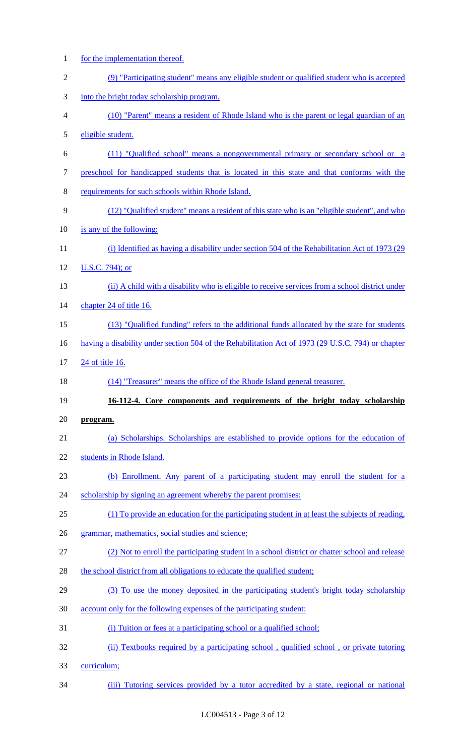for the implementation thereof.

(9) "Participating student" means any eligible student or qualified student who is accepted into the bright today scholarship program.

(10) "Parent" means a resident of Rhode Island who is the parent or legal guardian of an eligible student.

(11) "Qualified school" means a nongovernmental primary or secondary school or a preschool for handicapped students that is located in this state and that conforms with the requirements for such schools within Rhode Island.

(12) "Qualified student" means a resident of this state who is an "eligible student", and who is any of the following:

(i) Identified as having a disability under section 504 of the Rehabilitation Act of 1973 (29 U.S.C. 794); or

(ii) A child with a disability who is eligible to receive services from a school district under chapter 24 of title 16.

(13) "Qualified funding" refers to the additional funds allocated by the state for students having a disability under section 504 of the Rehabilitation Act of 1973 (29 U.S.C. 794) or chapter 24 of title 16.

(14) "Treasurer" means the office of the Rhode Island general treasurer.

**16-112-4. Core components and requirements of the bright today scholarship program.**

(a) Scholarships. Scholarships are established to provide options for the education of students in Rhode Island.

(b) Enrollment. Any parent of a participating student may enroll the student for a scholarship by signing an agreement whereby the parent promises:

(1) To provide an education for the participating student in at least the subjects of reading, grammar, mathematics, social studies and science;

(2) Not to enroll the participating student in a school district or chatter school and release the school district from all obligations to educate the qualified student;

(3) To use the money deposited in the participating student's bright today scholarship account only for the following expenses of the participating student:

(i) Tuition or fees at a participating school or a qualified school;

(ii) Textbooks required by a participating school , qualified school , or private tutoring curriculum;

(iii) Tutoring services provided by a tutor accredited by a state, regional or national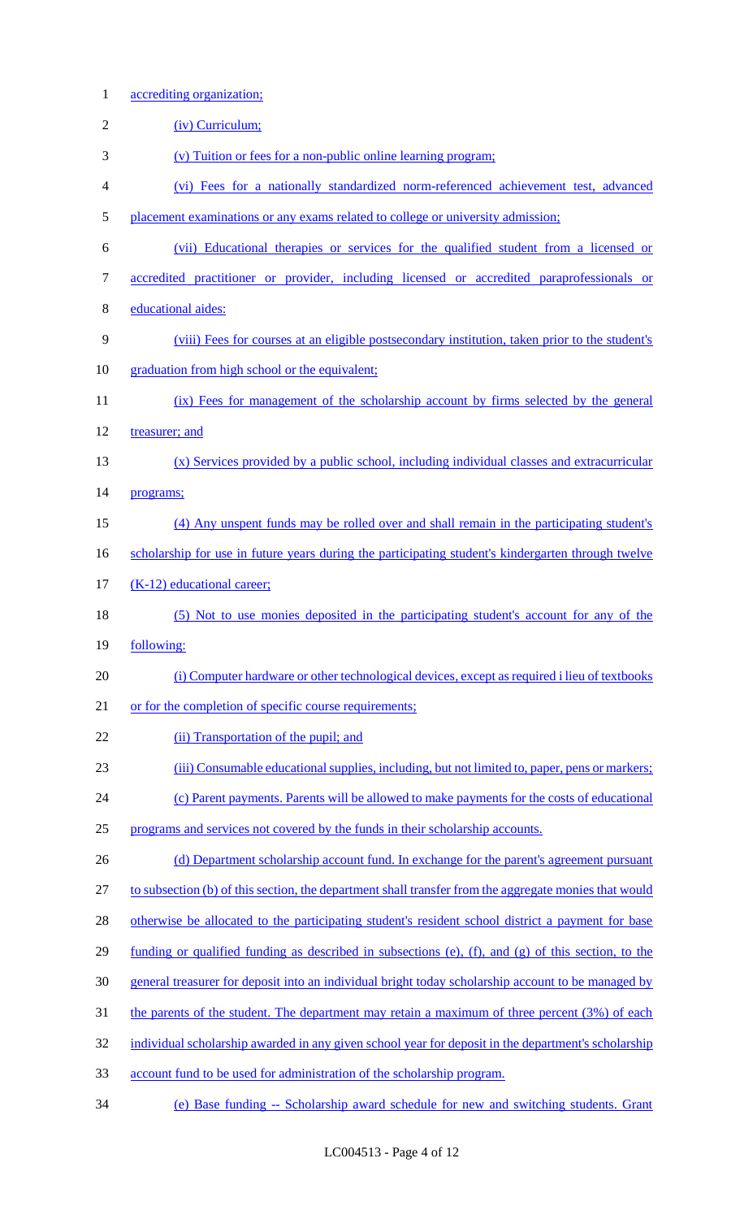accrediting organization;

(iv) Curriculum;

(v) Tuition or fees for a non-public online learning program;

(vi) Fees for a nationally standardized norm-referenced achievement test, advanced placement examinations or any exams related to college or university admission;

(vii) Educational therapies or services for the qualified student from a licensed or accredited practitioner or provider, including licensed or accredited paraprofessionals or educational aides:

(viii) Fees for courses at an eligible postsecondary institution, taken prior to the student's graduation from high school or the equivalent;

(ix) Fees for management of the scholarship account by firms selected by the general treasurer; and

(x) Services provided by a public school, including individual classes and extracurricular programs;

(4) Any unspent funds may be rolled over and shall remain in the participating student's scholarship for use in future years during the participating student's kindergarten through twelve (K-12) educational career;

(5) Not to use monies deposited in the participating student's account for any of the following:

(i) Computer hardware or other technological devices, except as required i lieu of textbooks or for the completion of specific course requirements;

(ii) Transportation of the pupil; and

(iii) Consumable educational supplies, including, but not limited to, paper, pens or markers;

(c) Parent payments. Parents will be allowed to make payments for the costs of educational programs and services not covered by the funds in their scholarship accounts.

(d) Department scholarship account fund. In exchange for the parent's agreement pursuant to subsection (b) of this section, the department shall transfer from the aggregate monies that would otherwise be allocated to the participating student's resident school district a payment for base funding or qualified funding as described in subsections (e), (f), and (g) of this section, to the general treasurer for deposit into an individual bright today scholarship account to be managed by the parents of the student. The department may retain a maximum of three percent (3%) of each individual scholarship awarded in any given school year for deposit in the department's scholarship account fund to be used for administration of the scholarship program.

(e) Base funding -- Scholarship award schedule for new and switching students. Grant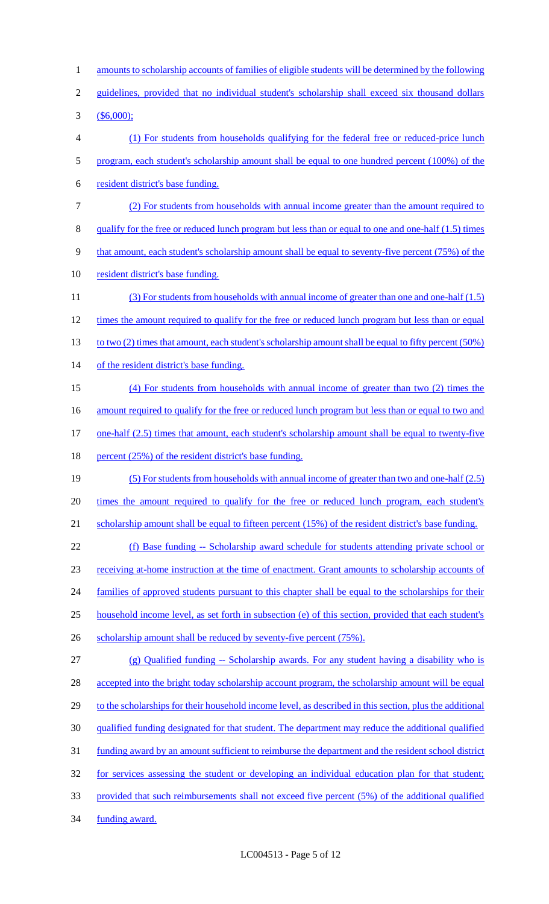amounts to scholarship accounts of families of eligible students will be determined by the following guidelines, provided that no individual student's scholarship shall exceed six thousand dollars ($6,000);

(1) For students from households qualifying for the federal free or reduced-price lunch program, each student's scholarship amount shall be equal to one hundred percent (100%) of the resident district's base funding.

(2) For students from households with annual income greater than the amount required to qualify for the free or reduced lunch program but less than or equal to one and one-half (1.5) times that amount, each student's scholarship amount shall be equal to seventy-five percent (75%) of the resident district's base funding.

(3) For students from households with annual income of greater than one and one-half (1.5) times the amount required to qualify for the free or reduced lunch program but less than or equal to two (2) times that amount, each student's scholarship amount shall be equal to fifty percent (50%) of the resident district's base funding.

(4) For students from households with annual income of greater than two (2) times the amount required to qualify for the free or reduced lunch program but less than or equal to two and one-half (2.5) times that amount, each student's scholarship amount shall be equal to twenty-five percent (25%) of the resident district's base funding.

(5) For students from households with annual income of greater than two and one-half (2.5) times the amount required to qualify for the free or reduced lunch program, each student's scholarship amount shall be equal to fifteen percent (15%) of the resident district's base funding.

(f) Base funding -- Scholarship award schedule for students attending private school or receiving at-home instruction at the time of enactment. Grant amounts to scholarship accounts of families of approved students pursuant to this chapter shall be equal to the scholarships for their household income level, as set forth in subsection (e) of this section, provided that each student's scholarship amount shall be reduced by seventy-five percent (75%).

(g) Qualified funding -- Scholarship awards. For any student having a disability who is accepted into the bright today scholarship account program, the scholarship amount will be equal to the scholarships for their household income level, as described in this section, plus the additional qualified funding designated for that student. The department may reduce the additional qualified funding award by an amount sufficient to reimburse the department and the resident school district for services assessing the student or developing an individual education plan for that student; provided that such reimbursements shall not exceed five percent (5%) of the additional qualified funding award.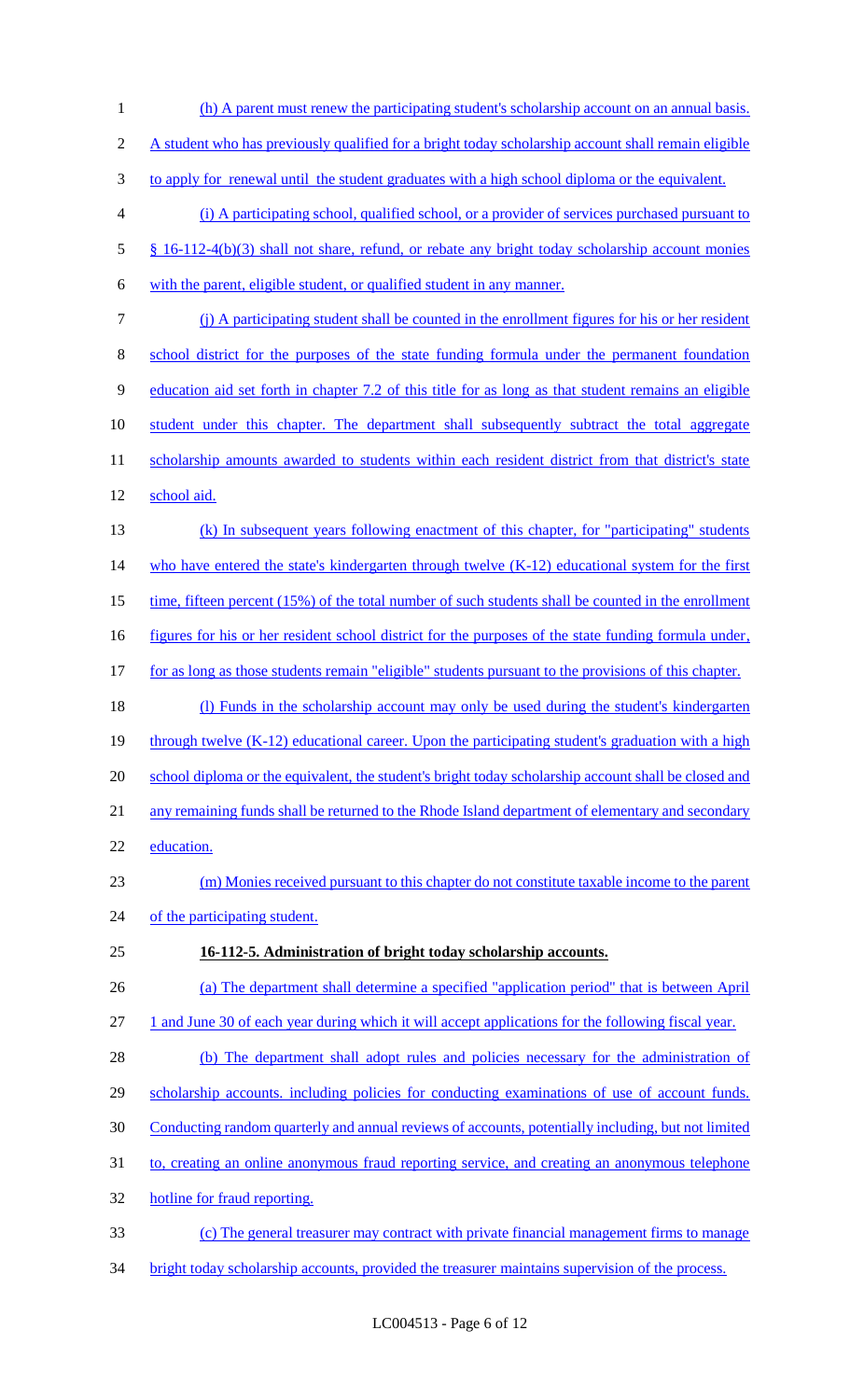(h) A parent must renew the participating student's scholarship account on an annual basis. A student who has previously qualified for a bright today scholarship account shall remain eligible to apply for renewal until the student graduates with a high school diploma or the equivalent.

(i) A participating school, qualified school, or a provider of services purchased pursuant to § 16-112-4(b)(3) shall not share, refund, or rebate any bright today scholarship account monies with the parent, eligible student, or qualified student in any manner.

(j) A participating student shall be counted in the enrollment figures for his or her resident school district for the purposes of the state funding formula under the permanent foundation education aid set forth in chapter 7.2 of this title for as long as that student remains an eligible student under this chapter. The department shall subsequently subtract the total aggregate scholarship amounts awarded to students within each resident district from that district's state school aid.

(k) In subsequent years following enactment of this chapter, for "participating" students who have entered the state's kindergarten through twelve (K-12) educational system for the first time, fifteen percent (15%) of the total number of such students shall be counted in the enrollment figures for his or her resident school district for the purposes of the state funding formula under, for as long as those students remain "eligible" students pursuant to the provisions of this chapter.

(l) Funds in the scholarship account may only be used during the student's kindergarten through twelve (K-12) educational career. Upon the participating student's graduation with a high school diploma or the equivalent, the student's bright today scholarship account shall be closed and any remaining funds shall be returned to the Rhode Island department of elementary and secondary education.

(m) Monies received pursuant to this chapter do not constitute taxable income to the parent of the participating student.

**16-112-5. Administration of bright today scholarship accounts.**

(a) The department shall determine a specified "application period" that is between April 1 and June 30 of each year during which it will accept applications for the following fiscal year.

(b) The department shall adopt rules and policies necessary for the administration of scholarship accounts. including policies for conducting examinations of use of account funds. Conducting random quarterly and annual reviews of accounts, potentially including, but not limited to, creating an online anonymous fraud reporting service, and creating an anonymous telephone hotline for fraud reporting.

(c) The general treasurer may contract with private financial management firms to manage bright today scholarship accounts, provided the treasurer maintains supervision of the process.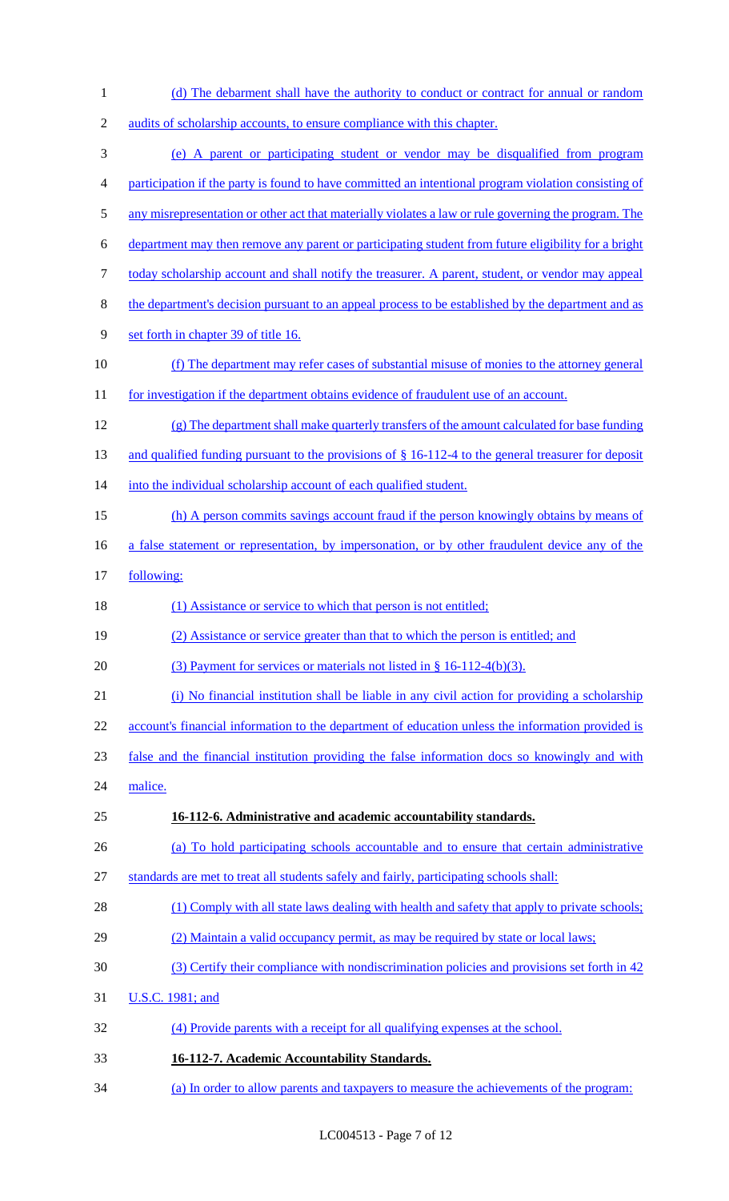(d) The debarment shall have the authority to conduct or contract for annual or random audits of scholarship accounts, to ensure compliance with this chapter.

(e) A parent or participating student or vendor may be disqualified from program participation if the party is found to have committed an intentional program violation consisting of any misrepresentation or other act that materially violates a law or rule governing the program. The department may then remove any parent or participating student from future eligibility for a bright today scholarship account and shall notify the treasurer. A parent, student, or vendor may appeal the department's decision pursuant to an appeal process to be established by the department and as set forth in chapter 39 of title 16.

(f) The department may refer cases of substantial misuse of monies to the attorney general for investigation if the department obtains evidence of fraudulent use of an account.

(g) The department shall make quarterly transfers of the amount calculated for base funding and qualified funding pursuant to the provisions of § 16-112-4 to the general treasurer for deposit into the individual scholarship account of each qualified student.

(h) A person commits savings account fraud if the person knowingly obtains by means of a false statement or representation, by impersonation, or by other fraudulent device any of the following:

(1) Assistance or service to which that person is not entitled;

(2) Assistance or service greater than that to which the person is entitled; and

(3) Payment for services or materials not listed in § 16-112-4(b)(3).

(i) No financial institution shall be liable in any civil action for providing a scholarship account's financial information to the department of education unless the information provided is false and the financial institution providing the false information docs so knowingly and with malice.

**16-112-6. Administrative and academic accountability standards.**

(a) To hold participating schools accountable and to ensure that certain administrative standards are met to treat all students safely and fairly, participating schools shall:

(1) Comply with all state laws dealing with health and safety that apply to private schools;

(2) Maintain a valid occupancy permit, as may be required by state or local laws;

(3) Certify their compliance with nondiscrimination policies and provisions set forth in 42 U.S.C. 1981; and

(4) Provide parents with a receipt for all qualifying expenses at the school.

**16-112-7. Academic Accountability Standards.**

(a) In order to allow parents and taxpayers to measure the achievements of the program: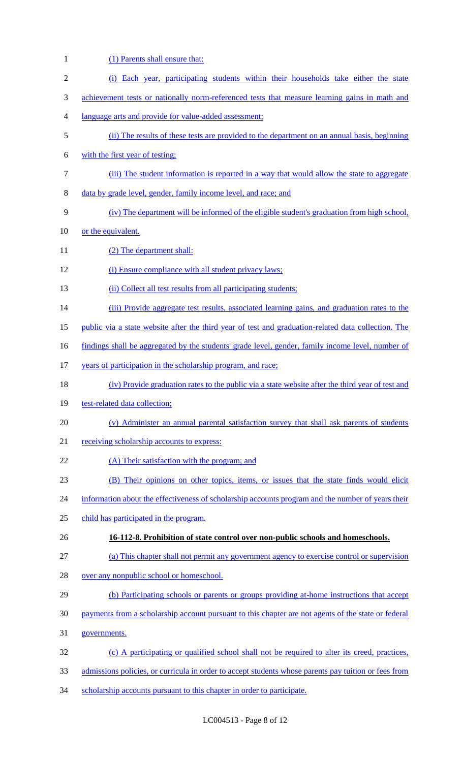(1) Parents shall ensure that:

(i) Each year, participating students within their households take either the state achievement tests or nationally norm-referenced tests that measure learning gains in math and language arts and provide for value-added assessment;

(ii) The results of these tests are provided to the department on an annual basis, beginning with the first year of testing;

(iii) The student information is reported in a way that would allow the state to aggregate data by grade level, gender, family income level, and race; and

(iv) The department will be informed of the eligible student's graduation from high school, or the equivalent.

(2) The department shall:

(i) Ensure compliance with all student privacy laws;

(ii) Collect all test results from all participating students;

(iii) Provide aggregate test results, associated learning gains, and graduation rates to the public via a state website after the third year of test and graduation-related data collection. The findings shall be aggregated by the students' grade level, gender, family income level, number of years of participation in the scholarship program, and race;

(iv) Provide graduation rates to the public via a state website after the third year of test and test-related data collection;

(v) Administer an annual parental satisfaction survey that shall ask parents of students receiving scholarship accounts to express:

(A) Their satisfaction with the program; and

(B) Their opinions on other topics, items, or issues that the state finds would elicit information about the effectiveness of scholarship accounts program and the number of years their child has participated in the program.

**16-112-8. Prohibition of state control over non-public schools and homeschools.**

(a) This chapter shall not permit any government agency to exercise control or supervision over any nonpublic school or homeschool.

(b) Participating schools or parents or groups providing at-home instructions that accept payments from a scholarship account pursuant to this chapter are not agents of the state or federal governments.

(c) A participating or qualified school shall not be required to alter its creed, practices, admissions policies, or curricula in order to accept students whose parents pay tuition or fees from scholarship accounts pursuant to this chapter in order to participate.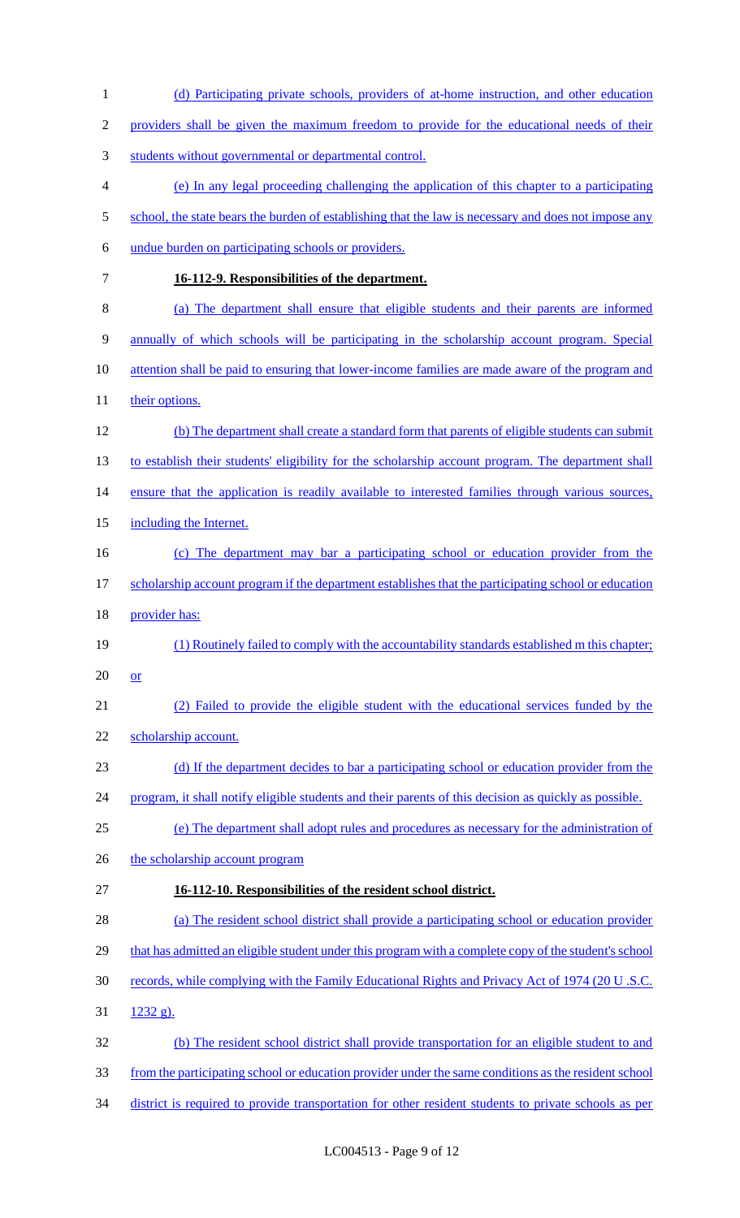(d) Participating private schools, providers of at-home instruction, and other education providers shall be given the maximum freedom to provide for the educational needs of their students without governmental or departmental control.

(e) In any legal proceeding challenging the application of this chapter to a participating school, the state bears the burden of establishing that the law is necessary and does not impose any undue burden on participating schools or providers.

**16-112-9. Responsibilities of the department.**

(a) The department shall ensure that eligible students and their parents are informed annually of which schools will be participating in the scholarship account program. Special attention shall be paid to ensuring that lower-income families are made aware of the program and their options.

(b) The department shall create a standard form that parents of eligible students can submit to establish their students' eligibility for the scholarship account program. The department shall ensure that the application is readily available to interested families through various sources, including the Internet.

(c) The department may bar a participating school or education provider from the scholarship account program if the department establishes that the participating school or education provider has:

(1) Routinely failed to comply with the accountability standards established m this chapter; or

(2) Failed to provide the eligible student with the educational services funded by the scholarship account.

(d) If the department decides to bar a participating school or education provider from the program, it shall notify eligible students and their parents of this decision as quickly as possible.

(e) The department shall adopt rules and procedures as necessary for the administration of the scholarship account program

**16-112-10. Responsibilities of the resident school district.**

(a) The resident school district shall provide a participating school or education provider that has admitted an eligible student under this program with a complete copy of the student's school records, while complying with the Family Educational Rights and Privacy Act of 1974 (20 U .S.C. 1232 g).

(b) The resident school district shall provide transportation for an eligible student to and from the participating school or education provider under the same conditions as the resident school district is required to provide transportation for other resident students to private schools as per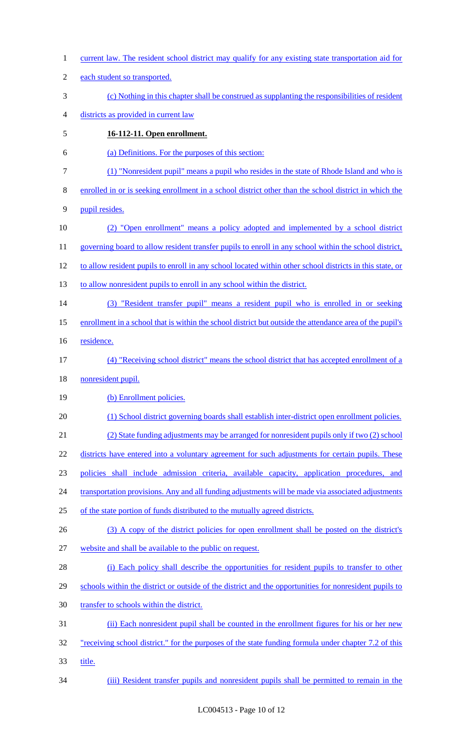current law. The resident school district may qualify for any existing state transportation aid for each student so transported.

(c) Nothing in this chapter shall be construed as supplanting the responsibilities of resident districts as provided in current law

**16-112-11. Open enrollment.**

(a) Definitions. For the purposes of this section:

(1) "Nonresident pupil" means a pupil who resides in the state of Rhode Island and who is enrolled in or is seeking enrollment in a school district other than the school district in which the pupil resides.

(2) "Open enrollment" means a policy adopted and implemented by a school district governing board to allow resident transfer pupils to enroll in any school within the school district, to allow resident pupils to enroll in any school located within other school districts in this state, or to allow nonresident pupils to enroll in any school within the district.

(3) "Resident transfer pupil" means a resident pupil who is enrolled in or seeking enrollment in a school that is within the school district but outside the attendance area of the pupil's residence.

(4) "Receiving school district" means the school district that has accepted enrollment of a nonresident pupil.

(b) Enrollment policies.

(1) School district governing boards shall establish inter-district open enrollment policies.

(2) State funding adjustments may be arranged for nonresident pupils only if two (2) school districts have entered into a voluntary agreement for such adjustments for certain pupils. These policies shall include admission criteria, available capacity, application procedures, and transportation provisions. Any and all funding adjustments will be made via associated adjustments of the state portion of funds distributed to the mutually agreed districts.

(3) A copy of the district policies for open enrollment shall be posted on the district's website and shall be available to the public on request.

(i) Each policy shall describe the opportunities for resident pupils to transfer to other schools within the district or outside of the district and the opportunities for nonresident pupils to transfer to schools within the district.

(ii) Each nonresident pupil shall be counted in the enrollment figures for his or her new "receiving school district." for the purposes of the state funding formula under chapter 7.2 of this title.

(iii) Resident transfer pupils and nonresident pupils shall be permitted to remain in the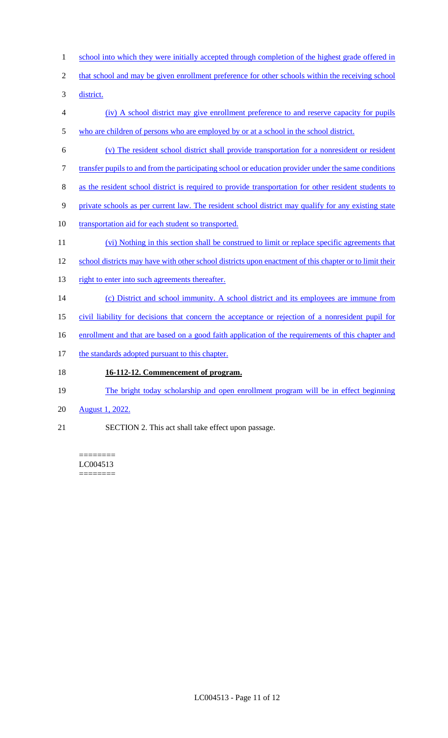school into which they were initially accepted through completion of the highest grade offered in that school and may be given enrollment preference for other schools within the receiving school district.

(iv) A school district may give enrollment preference to and reserve capacity for pupils who are children of persons who are employed by or at a school in the school district.

(v) The resident school district shall provide transportation for a nonresident or resident transfer pupils to and from the participating school or education provider under the same conditions as the resident school district is required to provide transportation for other resident students to private schools as per current law. The resident school district may qualify for any existing state transportation aid for each student so transported.

(vi) Nothing in this section shall be construed to limit or replace specific agreements that school districts may have with other school districts upon enactment of this chapter or to limit their right to enter into such agreements thereafter.

(c) District and school immunity. A school district and its employees are immune from civil liability for decisions that concern the acceptance or rejection of a nonresident pupil for enrollment and that are based on a good faith application of the requirements of this chapter and the standards adopted pursuant to this chapter.

**16-112-12. Commencement of program.**

The bright today scholarship and open enrollment program will be in effect beginning August 1, 2022.

SECTION 2. This act shall take effect upon passage.

========
LC004513
========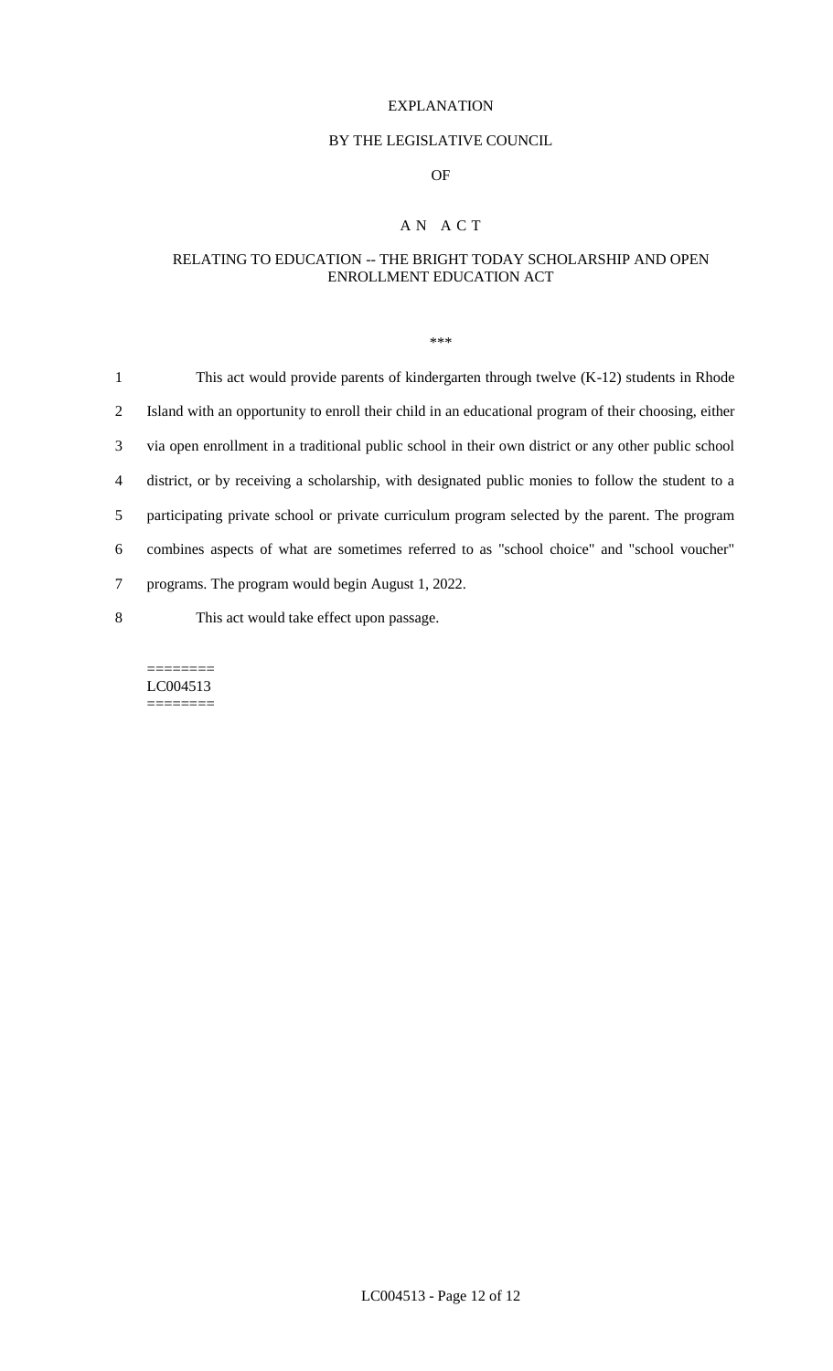EXPLANATION

BY THE LEGISLATIVE COUNCIL

OF

A N A C T

RELATING TO EDUCATION -- THE BRIGHT TODAY SCHOLARSHIP AND OPEN ENROLLMENT EDUCATION ACT

\*\*\*

This act would provide parents of kindergarten through twelve (K-12) students in Rhode Island with an opportunity to enroll their child in an educational program of their choosing, either via open enrollment in a traditional public school in their own district or any other public school district, or by receiving a scholarship, with designated public monies to follow the student to a participating private school or private curriculum program selected by the parent. The program combines aspects of what are sometimes referred to as "school choice" and "school voucher" programs. The program would begin August 1, 2022.

This act would take effect upon passage.

========
LC004513
========